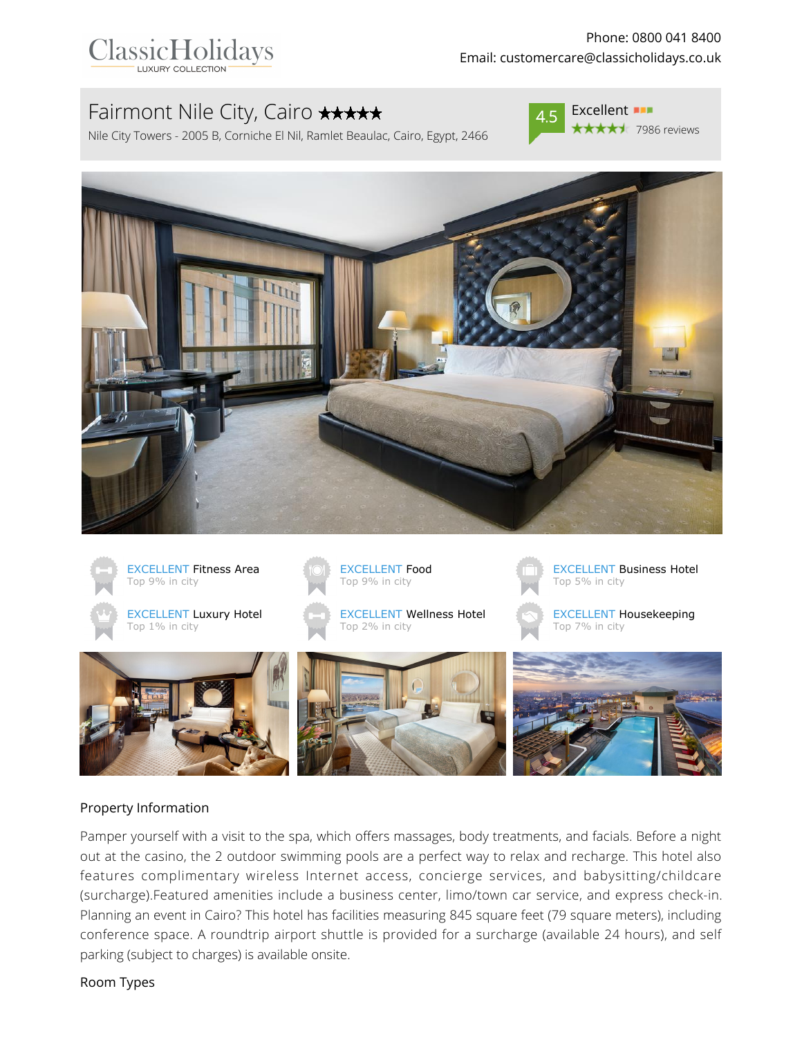ClassicHolidays
LUXURY COLLECTION

Phone: 0800 041 8400
Email: customercare@classicholidays.co.uk

# Fairmont Nile City, Cairo ★★★★★

Nile City Towers - 2005 B, Corniche El Nil, Ramlet Beaulac, Cairo, Egypt, 2466

4.5 Excellent ★★★★★ 7986 reviews

EXCELLENT Fitness Area
Top 9% in city

EXCELLENT Food
Top 9% in city

EXCELLENT Business Hotel
Top 5% in city

EXCELLENT Luxury Hotel
Top 1% in city

EXCELLENT Wellness Hotel
Top 2% in city

EXCELLENT Housekeeping
Top 7% in city

## Property Information

Pamper yourself with a visit to the spa, which offers massages, body treatments, and facials. Before a night out at the casino, the 2 outdoor swimming pools are a perfect way to relax and recharge. This hotel also features complimentary wireless Internet access, concierge services, and babysitting/childcare (surcharge).Featured amenities include a business center, limo/town car service, and express check-in. Planning an event in Cairo? This hotel has facilities measuring 845 square feet (79 square meters), including conference space. A roundtrip airport shuttle is provided for a surcharge (available 24 hours), and self parking (subject to charges) is available onsite.

## Room Types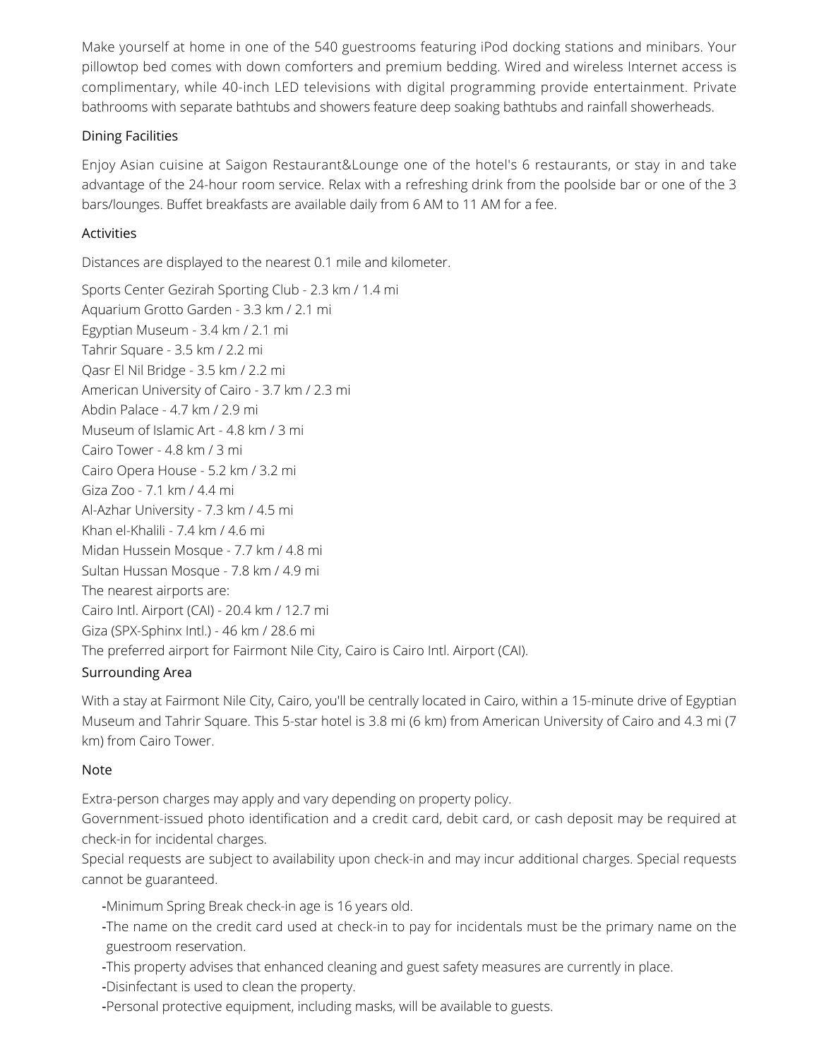Make yourself at home in one of the 540 guestrooms featuring iPod docking stations and minibars. Your pillowtop bed comes with down comforters and premium bedding. Wired and wireless Internet access is complimentary, while 40-inch LED televisions with digital programming provide entertainment. Private bathrooms with separate bathtubs and showers feature deep soaking bathtubs and rainfall showerheads.

## Dining Facilities

Enjoy Asian cuisine at Saigon Restaurant&Lounge one of the hotel's 6 restaurants, or stay in and take advantage of the 24-hour room service. Relax with a refreshing drink from the poolside bar or one of the 3 bars/lounges. Buffet breakfasts are available daily from 6 AM to 11 AM for a fee.

## Activities

Distances are displayed to the nearest 0.1 mile and kilometer.

Sports Center Gezirah Sporting Club - 2.3 km / 1.4 mi
Aquarium Grotto Garden - 3.3 km / 2.1 mi
Egyptian Museum - 3.4 km / 2.1 mi
Tahrir Square - 3.5 km / 2.2 mi
Qasr El Nil Bridge - 3.5 km / 2.2 mi
American University of Cairo - 3.7 km / 2.3 mi
Abdin Palace - 4.7 km / 2.9 mi
Museum of Islamic Art - 4.8 km / 3 mi
Cairo Tower - 4.8 km / 3 mi
Cairo Opera House - 5.2 km / 3.2 mi
Giza Zoo - 7.1 km / 4.4 mi
Al-Azhar University - 7.3 km / 4.5 mi
Khan el-Khalili - 7.4 km / 4.6 mi
Midan Hussein Mosque - 7.7 km / 4.8 mi
Sultan Hussan Mosque - 7.8 km / 4.9 mi
The nearest airports are:
Cairo Intl. Airport (CAI) - 20.4 km / 12.7 mi
Giza (SPX-Sphinx Intl.) - 46 km / 28.6 mi
The preferred airport for Fairmont Nile City, Cairo is Cairo Intl. Airport (CAI).

## Surrounding Area

With a stay at Fairmont Nile City, Cairo, you'll be centrally located in Cairo, within a 15-minute drive of Egyptian Museum and Tahrir Square. This 5-star hotel is 3.8 mi (6 km) from American University of Cairo and 4.3 mi (7 km) from Cairo Tower.

## Note

Extra-person charges may apply and vary depending on property policy.
Government-issued photo identification and a credit card, debit card, or cash deposit may be required at check-in for incidental charges.
Special requests are subject to availability upon check-in and may incur additional charges. Special requests cannot be guaranteed.

- Minimum Spring Break check-in age is 16 years old.
- The name on the credit card used at check-in to pay for incidentals must be the primary name on the guestroom reservation.
- This property advises that enhanced cleaning and guest safety measures are currently in place.
- Disinfectant is used to clean the property.
- Personal protective equipment, including masks, will be available to guests.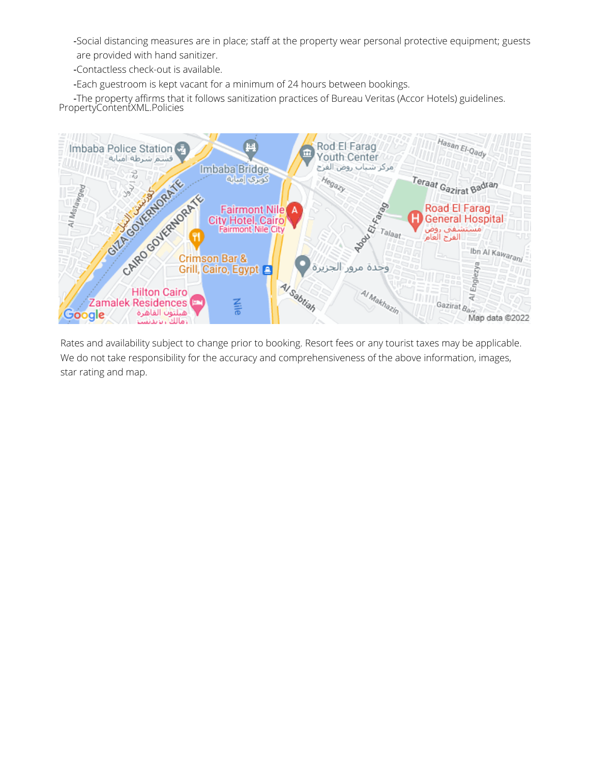-Social distancing measures are in place; staff at the property wear personal protective equipment; guests are provided with hand sanitizer.

-Contactless check-out is available.

-Each guestroom is kept vacant for a minimum of 24 hours between bookings.

-The property affirms that it follows sanitization practices of Bureau Veritas (Accor Hotels) guidelines.
PropertyContentXML.Policies

Rates and availability subject to change prior to booking. Resort fees or any tourist taxes may be applicable. We do not take responsibility for the accuracy and comprehensiveness of the above information, images, star rating and map.